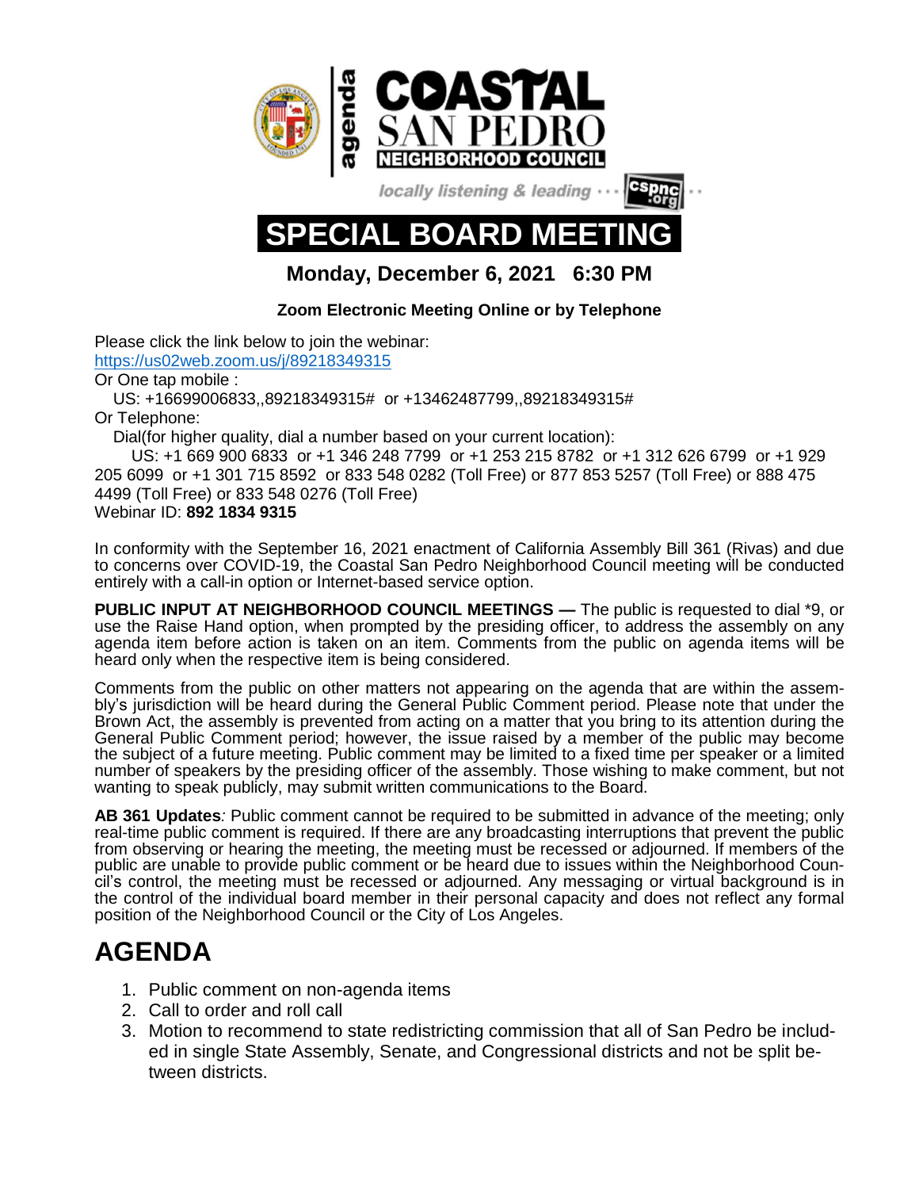agenda

# COASTAL SAN PEDRO NEIGHBORHOOD COUNCIL

locally listening & leading ··· cspnc.org ··

# SPECIAL BOARD MEETING

**Monday, December 6, 2021 6:30 PM**

**Zoom Electronic Meeting Online or by Telephone**

Please click the link below to join the webinar:
https://us02web.zoom.us/j/89218349315
Or One tap mobile :
US: +16699006833,,89218349315# or +13462487799,,89218349315#
Or Telephone:
Dial(for higher quality, dial a number based on your current location):
US: +1 669 900 6833 or +1 346 248 7799 or +1 253 215 8782 or +1 312 626 6799 or +1 929 205 6099 or +1 301 715 8592 or 833 548 0282 (Toll Free) or 877 853 5257 (Toll Free) or 888 475 4499 (Toll Free) or 833 548 0276 (Toll Free)
Webinar ID: **892 1834 9315**

In conformity with the September 16, 2021 enactment of California Assembly Bill 361 (Rivas) and due to concerns over COVID-19, the Coastal San Pedro Neighborhood Council meeting will be conducted entirely with a call-in option or Internet-based service option.

**PUBLIC INPUT AT NEIGHBORHOOD COUNCIL MEETINGS —** The public is requested to dial *9, or use the Raise Hand option, when prompted by the presiding officer, to address the assembly on any agenda item before action is taken on an item. Comments from the public on agenda items will be heard only when the respective item is being considered.

Comments from the public on other matters not appearing on the agenda that are within the assembly's jurisdiction will be heard during the General Public Comment period. Please note that under the Brown Act, the assembly is prevented from acting on a matter that you bring to its attention during the General Public Comment period; however, the issue raised by a member of the public may become the subject of a future meeting. Public comment may be limited to a fixed time per speaker or a limited number of speakers by the presiding officer of the assembly. Those wishing to make comment, but not wanting to speak publicly, may submit written communications to the Board.

**AB 361 Updates***:* Public comment cannot be required to be submitted in advance of the meeting; only real-time public comment is required. If there are any broadcasting interruptions that prevent the public from observing or hearing the meeting, the meeting must be recessed or adjourned. If members of the public are unable to provide public comment or be heard due to issues within the Neighborhood Council's control, the meeting must be recessed or adjourned. Any messaging or virtual background is in the control of the individual board member in their personal capacity and does not reflect any formal position of the Neighborhood Council or the City of Los Angeles.

# AGENDA

1. Public comment on non-agenda items
2. Call to order and roll call
3. Motion to recommend to state redistricting commission that all of San Pedro be included in single State Assembly, Senate, and Congressional districts and not be split between districts.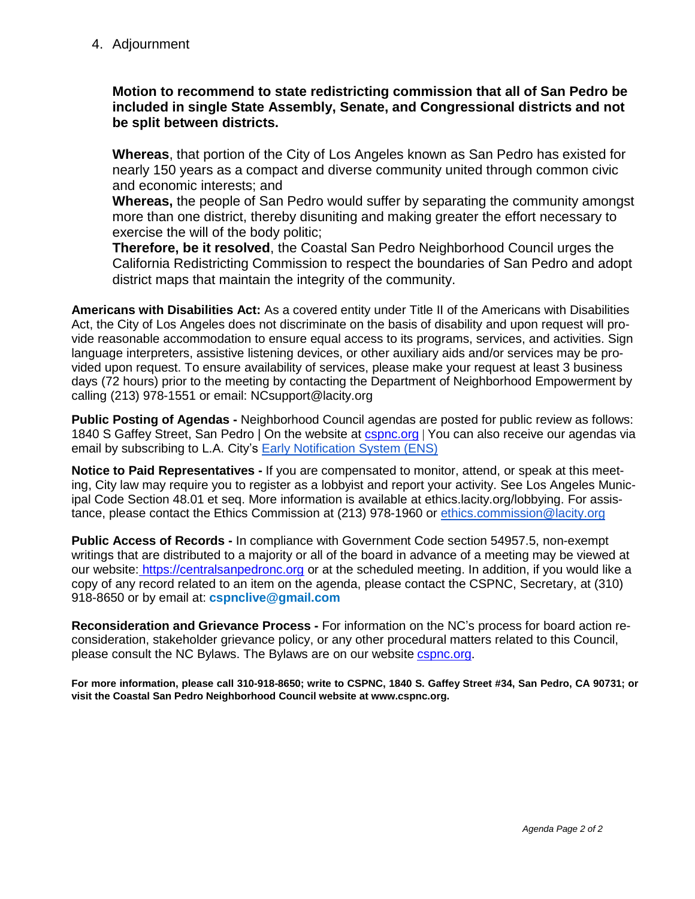4. Adjournment

**Motion to recommend to state redistricting commission that all of San Pedro be included in single State Assembly, Senate, and Congressional districts and not be split between districts.**

**Whereas**, that portion of the City of Los Angeles known as San Pedro has existed for nearly 150 years as a compact and diverse community united through common civic and economic interests; and

**Whereas,** the people of San Pedro would suffer by separating the community amongst more than one district, thereby disuniting and making greater the effort necessary to exercise the will of the body politic;

**Therefore, be it resolved**, the Coastal San Pedro Neighborhood Council urges the California Redistricting Commission to respect the boundaries of San Pedro and adopt district maps that maintain the integrity of the community.

**Americans with Disabilities Act:** As a covered entity under Title II of the Americans with Disabilities Act, the City of Los Angeles does not discriminate on the basis of disability and upon request will provide reasonable accommodation to ensure equal access to its programs, services, and activities. Sign language interpreters, assistive listening devices, or other auxiliary aids and/or services may be provided upon request. To ensure availability of services, please make your request at least 3 business days (72 hours) prior to the meeting by contacting the Department of Neighborhood Empowerment by calling (213) 978-1551 or email: NCsupport@lacity.org

**Public Posting of Agendas -** Neighborhood Council agendas are posted for public review as follows: 1840 S Gaffey Street, San Pedro | On the website at cspnc.org | You can also receive our agendas via email by subscribing to L.A. City's Early Notification System (ENS)

**Notice to Paid Representatives -** If you are compensated to monitor, attend, or speak at this meeting, City law may require you to register as a lobbyist and report your activity. See Los Angeles Municipal Code Section 48.01 et seq. More information is available at ethics.lacity.org/lobbying. For assistance, please contact the Ethics Commission at (213) 978-1960 or ethics.commission@lacity.org

**Public Access of Records -** In compliance with Government Code section 54957.5, non-exempt writings that are distributed to a majority or all of the board in advance of a meeting may be viewed at our website: https://centralsanpedronc.org or at the scheduled meeting. In addition, if you would like a copy of any record related to an item on the agenda, please contact the CSPNC, Secretary, at (310) 918-8650 or by email at: **cspnclive@gmail.com**

**Reconsideration and Grievance Process -** For information on the NC's process for board action reconsideration, stakeholder grievance policy, or any other procedural matters related to this Council, please consult the NC Bylaws. The Bylaws are on our website cspnc.org.

**For more information, please call 310-918-8650; write to CSPNC, 1840 S. Gaffey Street #34, San Pedro, CA 90731; or visit the Coastal San Pedro Neighborhood Council website at www.cspnc.org.**